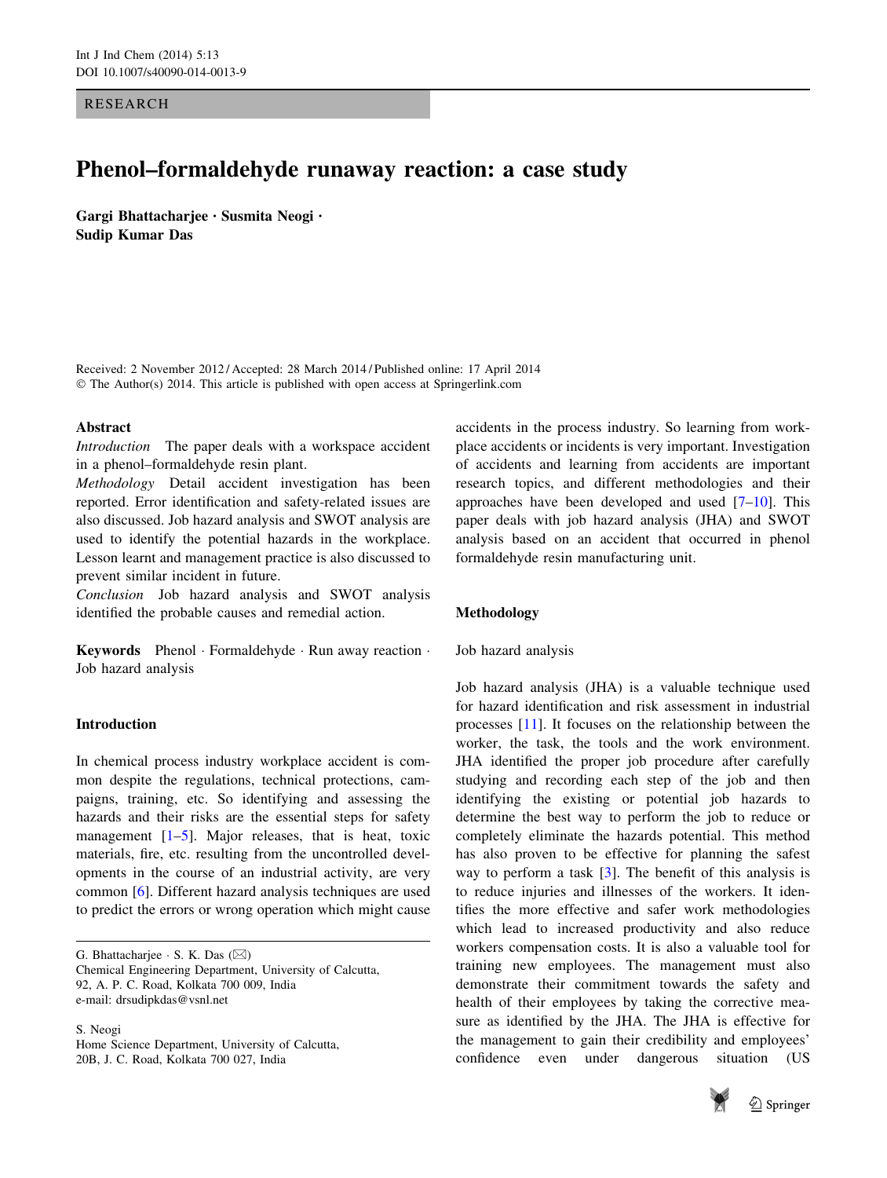RESEARCH

# Phenol–formaldehyde runaway reaction: a case study

**Gargi Bhattacharjee · Susmita Neogi · Sudip Kumar Das**

Received: 2 November 2012 / Accepted: 28 March 2014 / Published online: 17 April 2014
© The Author(s) 2014. This article is published with open access at Springerlink.com

## Abstract

*Introduction* The paper deals with a workspace accident in a phenol–formaldehyde resin plant.

*Methodology* Detail accident investigation has been reported. Error identification and safety-related issues are also discussed. Job hazard analysis and SWOT analysis are used to identify the potential hazards in the workplace. Lesson learnt and management practice is also discussed to prevent similar incident in future.

*Conclusion* Job hazard analysis and SWOT analysis identified the probable causes and remedial action.

**Keywords** Phenol · Formaldehyde · Run away reaction · Job hazard analysis

G. Bhattacharjee · S. K. Das (✉)
Chemical Engineering Department, University of Calcutta, 92, A. P. C. Road, Kolkata 700 009, India
e-mail: drsudipkdas@vsnl.net

S. Neogi
Home Science Department, University of Calcutta, 20B, J. C. Road, Kolkata 700 027, India

## Introduction

In chemical process industry workplace accident is common despite the regulations, technical protections, campaigns, training, etc. So identifying and assessing the hazards and their risks are the essential steps for safety management [1–5]. Major releases, that is heat, toxic materials, fire, etc. resulting from the uncontrolled developments in the course of an industrial activity, are very common [6]. Different hazard analysis techniques are used to predict the errors or wrong operation which might cause accidents in the process industry. So learning from workplace accidents or incidents is very important. Investigation of accidents and learning from accidents are important research topics, and different methodologies and their approaches have been developed and used [7–10]. This paper deals with job hazard analysis (JHA) and SWOT analysis based on an accident that occurred in phenol formaldehyde resin manufacturing unit.

## Methodology

### Job hazard analysis

Job hazard analysis (JHA) is a valuable technique used for hazard identification and risk assessment in industrial processes [11]. It focuses on the relationship between the worker, the task, the tools and the work environment. JHA identified the proper job procedure after carefully studying and recording each step of the job and then identifying the existing or potential job hazards to determine the best way to perform the job to reduce or completely eliminate the hazards potential. This method has also proven to be effective for planning the safest way to perform a task [3]. The benefit of this analysis is to reduce injuries and illnesses of the workers. It identifies the more effective and safer work methodologies which lead to increased productivity and also reduce workers compensation costs. It is also a valuable tool for training new employees. The management must also demonstrate their commitment towards the safety and health of their employees by taking the corrective measure as identified by the JHA. The JHA is effective for the management to gain their credibility and employees' confidence even under dangerous situation (US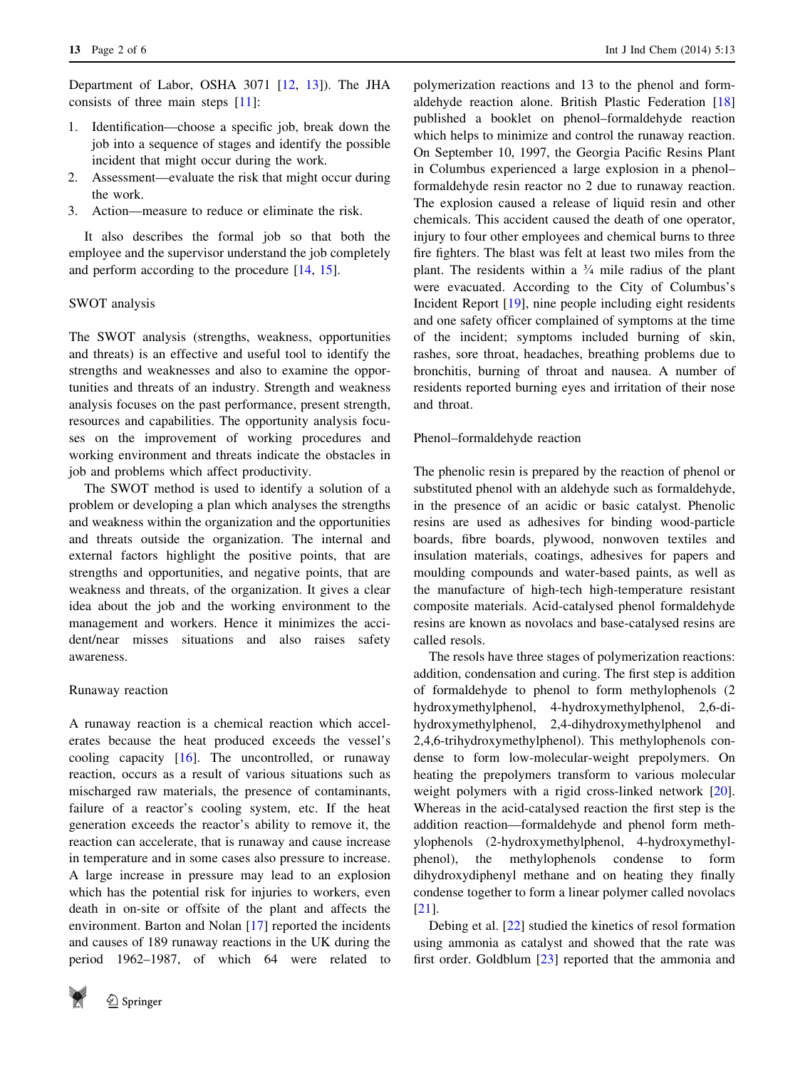Department of Labor, OSHA 3071 [12, 13]). The JHA consists of three main steps [11]:

1. Identification—choose a specific job, break down the job into a sequence of stages and identify the possible incident that might occur during the work.
2. Assessment—evaluate the risk that might occur during the work.
3. Action—measure to reduce or eliminate the risk.

It also describes the formal job so that both the employee and the supervisor understand the job completely and perform according to the procedure [14, 15].

### SWOT analysis

The SWOT analysis (strengths, weakness, opportunities and threats) is an effective and useful tool to identify the strengths and weaknesses and also to examine the opportunities and threats of an industry. Strength and weakness analysis focuses on the past performance, present strength, resources and capabilities. The opportunity analysis focuses on the improvement of working procedures and working environment and threats indicate the obstacles in job and problems which affect productivity.

The SWOT method is used to identify a solution of a problem or developing a plan which analyses the strengths and weakness within the organization and the opportunities and threats outside the organization. The internal and external factors highlight the positive points, that are strengths and opportunities, and negative points, that are weakness and threats, of the organization. It gives a clear idea about the job and the working environment to the management and workers. Hence it minimizes the accident/near misses situations and also raises safety awareness.

### Runaway reaction

A runaway reaction is a chemical reaction which accelerates because the heat produced exceeds the vessel's cooling capacity [16]. The uncontrolled, or runaway reaction, occurs as a result of various situations such as mischarged raw materials, the presence of contaminants, failure of a reactor's cooling system, etc. If the heat generation exceeds the reactor's ability to remove it, the reaction can accelerate, that is runaway and cause increase in temperature and in some cases also pressure to increase. A large increase in pressure may lead to an explosion which has the potential risk for injuries to workers, even death in on-site or offsite of the plant and affects the environment. Barton and Nolan [17] reported the incidents and causes of 189 runaway reactions in the UK during the period 1962–1987, of which 64 were related to polymerization reactions and 13 to the phenol and formaldehyde reaction alone. British Plastic Federation [18] published a booklet on phenol–formaldehyde reaction which helps to minimize and control the runaway reaction. On September 10, 1997, the Georgia Pacific Resins Plant in Columbus experienced a large explosion in a phenol–formaldehyde resin reactor no 2 due to runaway reaction. The explosion caused a release of liquid resin and other chemicals. This accident caused the death of one operator, injury to four other employees and chemical burns to three fire fighters. The blast was felt at least two miles from the plant. The residents within a ¾ mile radius of the plant were evacuated. According to the City of Columbus's Incident Report [19], nine people including eight residents and one safety officer complained of symptoms at the time of the incident; symptoms included burning of skin, rashes, sore throat, headaches, breathing problems due to bronchitis, burning of throat and nausea. A number of residents reported burning eyes and irritation of their nose and throat.

### Phenol–formaldehyde reaction

The phenolic resin is prepared by the reaction of phenol or substituted phenol with an aldehyde such as formaldehyde, in the presence of an acidic or basic catalyst. Phenolic resins are used as adhesives for binding wood-particle boards, fibre boards, plywood, nonwoven textiles and insulation materials, coatings, adhesives for papers and moulding compounds and water-based paints, as well as the manufacture of high-tech high-temperature resistant composite materials. Acid-catalysed phenol formaldehyde resins are known as novolacs and base-catalysed resins are called resols.

The resols have three stages of polymerization reactions: addition, condensation and curing. The first step is addition of formaldehyde to phenol to form methylophenols (2 hydroxymethylphenol, 4-hydroxymethylphenol, 2,6-dihydroxymethylphenol, 2,4-dihydroxymethylphenol and 2,4,6-trihydroxymethylphenol). This methylophenols condense to form low-molecular-weight prepolymers. On heating the prepolymers transform to various molecular weight polymers with a rigid cross-linked network [20]. Whereas in the acid-catalysed reaction the first step is the addition reaction—formaldehyde and phenol form methylophenols (2-hydroxymethylphenol, 4-hydroxymethylphenol), the methylophenols condense to form dihydroxydiphenyl methane and on heating they finally condense together to form a linear polymer called novolacs [21].

Debing et al. [22] studied the kinetics of resol formation using ammonia as catalyst and showed that the rate was first order. Goldblum [23] reported that the ammonia and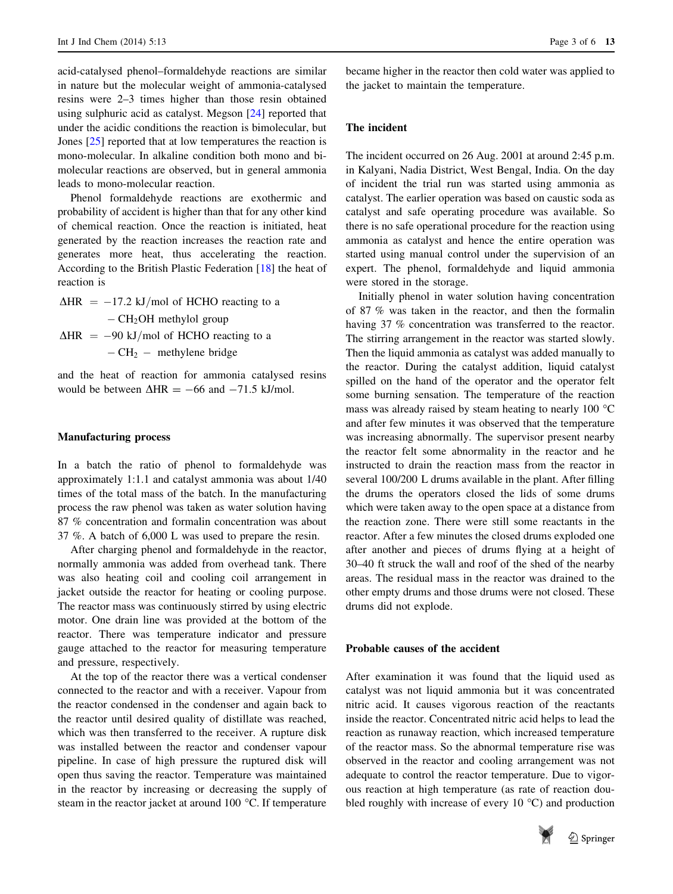acid-catalysed phenol–formaldehyde reactions are similar in nature but the molecular weight of ammonia-catalysed resins were 2–3 times higher than those resin obtained using sulphuric acid as catalyst. Megson [24] reported that under the acidic conditions the reaction is bimolecular, but Jones [25] reported that at low temperatures the reaction is mono-molecular. In alkaline condition both mono and bi-molecular reactions are observed, but in general ammonia leads to mono-molecular reaction.

Phenol formaldehyde reactions are exothermic and probability of accident is higher than that for any other kind of chemical reaction. Once the reaction is initiated, heat generated by the reaction increases the reaction rate and generates more heat, thus accelerating the reaction. According to the British Plastic Federation [18] the heat of reaction is

$$\Delta HR = -17.2 \text{ kJ/mol of HCHO reacting to a } -CH_2OH \text{ methylol group}$$

$$\Delta HR = -90 \text{ kJ/mol of HCHO reacting to a } -CH_2- \text{ methylene bridge}$$

and the heat of reaction for ammonia catalysed resins would be between $\Delta HR = -66$ and $-71.5$ kJ/mol.

## Manufacturing process

In a batch the ratio of phenol to formaldehyde was approximately 1:1.1 and catalyst ammonia was about 1/40 times of the total mass of the batch. In the manufacturing process the raw phenol was taken as water solution having 87 % concentration and formalin concentration was about 37 %. A batch of 6,000 L was used to prepare the resin.

After charging phenol and formaldehyde in the reactor, normally ammonia was added from overhead tank. There was also heating coil and cooling coil arrangement in jacket outside the reactor for heating or cooling purpose. The reactor mass was continuously stirred by using electric motor. One drain line was provided at the bottom of the reactor. There was temperature indicator and pressure gauge attached to the reactor for measuring temperature and pressure, respectively.

At the top of the reactor there was a vertical condenser connected to the reactor and with a receiver. Vapour from the reactor condensed in the condenser and again back to the reactor until desired quality of distillate was reached, which was then transferred to the receiver. A rupture disk was installed between the reactor and condenser vapour pipeline. In case of high pressure the ruptured disk will open thus saving the reactor. Temperature was maintained in the reactor by increasing or decreasing the supply of steam in the reactor jacket at around 100 °C. If temperature became higher in the reactor then cold water was applied to the jacket to maintain the temperature.

## The incident

The incident occurred on 26 Aug. 2001 at around 2:45 p.m. in Kalyani, Nadia District, West Bengal, India. On the day of incident the trial run was started using ammonia as catalyst. The earlier operation was based on caustic soda as catalyst and safe operating procedure was available. So there is no safe operational procedure for the reaction using ammonia as catalyst and hence the entire operation was started using manual control under the supervision of an expert. The phenol, formaldehyde and liquid ammonia were stored in the storage.

Initially phenol in water solution having concentration of 87 % was taken in the reactor, and then the formalin having 37 % concentration was transferred to the reactor. The stirring arrangement in the reactor was started slowly. Then the liquid ammonia as catalyst was added manually to the reactor. During the catalyst addition, liquid catalyst spilled on the hand of the operator and the operator felt some burning sensation. The temperature of the reaction mass was already raised by steam heating to nearly 100 °C and after few minutes it was observed that the temperature was increasing abnormally. The supervisor present nearby the reactor felt some abnormality in the reactor and he instructed to drain the reaction mass from the reactor in several 100/200 L drums available in the plant. After filling the drums the operators closed the lids of some drums which were taken away to the open space at a distance from the reaction zone. There were still some reactants in the reactor. After a few minutes the closed drums exploded one after another and pieces of drums flying at a height of 30–40 ft struck the wall and roof of the shed of the nearby areas. The residual mass in the reactor was drained to the other empty drums and those drums were not closed. These drums did not explode.

## Probable causes of the accident

After examination it was found that the liquid used as catalyst was not liquid ammonia but it was concentrated nitric acid. It causes vigorous reaction of the reactants inside the reactor. Concentrated nitric acid helps to lead the reaction as runaway reaction, which increased temperature of the reactor mass. So the abnormal temperature rise was observed in the reactor and cooling arrangement was not adequate to control the reactor temperature. Due to vigorous reaction at high temperature (as rate of reaction doubled roughly with increase of every 10 °C) and production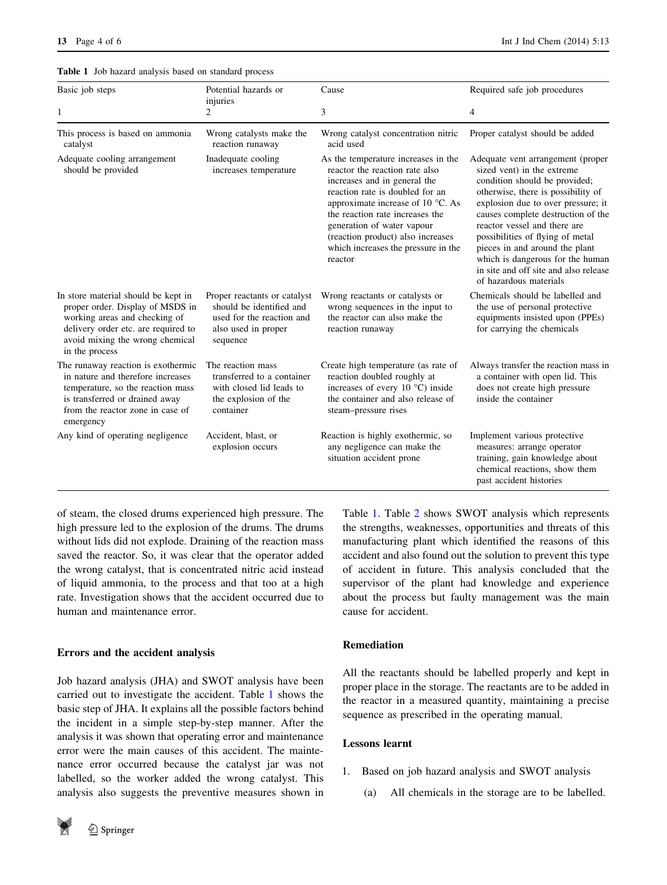**Table 1** Job hazard analysis based on standard process

| Basic job steps | Potential hazards or injuries | Cause | Required safe job procedures |
|---|---|---|---|
| 1 | 2 | 3 | 4 |
| This process is based on ammonia catalyst | Wrong catalysts make the reaction runaway | Wrong catalyst concentration nitric acid used | Proper catalyst should be added |
| Adequate cooling arrangement should be provided | Inadequate cooling increases temperature | As the temperature increases in the reactor the reaction rate also increases and in general the reaction rate is doubled for an approximate increase of 10 °C. As the reaction rate increases the generation of water vapour (reaction product) also increases which increases the pressure in the reactor | Adequate vent arrangement (proper sized vent) in the extreme condition should be provided; otherwise, there is possibility of explosion due to over pressure; it causes complete destruction of the reactor vessel and there are possibilities of flying of metal pieces in and around the plant which is dangerous for the human in site and off site and also release of hazardous materials |
| In store material should be kept in proper order. Display of MSDS in working areas and checking of delivery order etc. are required to avoid mixing the wrong chemical in the process | Proper reactants or catalyst should be identified and used for the reaction and also used in proper sequence | Wrong reactants or catalysts or wrong sequences in the input to the reactor can also make the reaction runaway | Chemicals should be labelled and the use of personal protective equipments insisted upon (PPEs) for carrying the chemicals |
| The runaway reaction is exothermic in nature and therefore increases temperature, so the reaction mass is transferred or drained away from the reactor zone in case of emergency | The reaction mass transferred to a container with closed lid leads to the explosion of the container | Create high temperature (as rate of reaction doubled roughly at increases of every 10 °C) inside the container and also release of steam–pressure rises | Always transfer the reaction mass in a container with open lid. This does not create high pressure inside the container |
| Any kind of operating negligence | Accident, blast, or explosion occurs | Reaction is highly exothermic, so any negligence can make the situation accident prone | Implement various protective measures: arrange operator training, gain knowledge about chemical reactions, show them past accident histories |

of steam, the closed drums experienced high pressure. The high pressure led to the explosion of the drums. The drums without lids did not explode. Draining of the reaction mass saved the reactor. So, it was clear that the operator added the wrong catalyst, that is concentrated nitric acid instead of liquid ammonia, to the process and that too at a high rate. Investigation shows that the accident occurred due to human and maintenance error.

## Errors and the accident analysis

Job hazard analysis (JHA) and SWOT analysis have been carried out to investigate the accident. Table 1 shows the basic step of JHA. It explains all the possible factors behind the incident in a simple step-by-step manner. After the analysis it was shown that operating error and maintenance error were the main causes of this accident. The maintenance error occurred because the catalyst jar was not labelled, so the worker added the wrong catalyst. This analysis also suggests the preventive measures shown in Table 1. Table 2 shows SWOT analysis which represents the strengths, weaknesses, opportunities and threats of this manufacturing plant which identified the reasons of this accident and also found out the solution to prevent this type of accident in future. This analysis concluded that the supervisor of the plant had knowledge and experience about the process but faulty management was the main cause for accident.

## Remediation

All the reactants should be labelled properly and kept in proper place in the storage. The reactants are to be added in the reactor in a measured quantity, maintaining a precise sequence as prescribed in the operating manual.

## Lessons learnt

1. Based on job hazard analysis and SWOT analysis
   (a) All chemicals in the storage are to be labelled.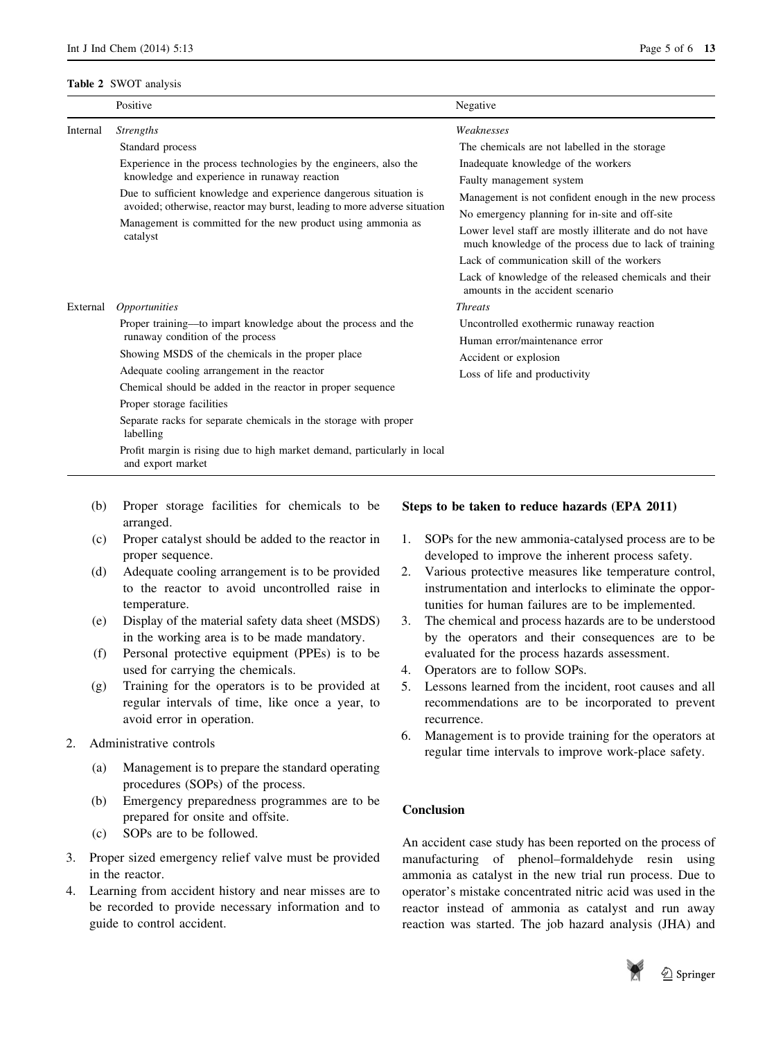**Table 2** SWOT analysis

| | Positive | Negative |
|---|---|---|
| Internal | *Strengths* | *Weaknesses* |
| | Standard process | The chemicals are not labelled in the storage |
| | Experience in the process technologies by the engineers, also the knowledge and experience in runaway reaction | Inadequate knowledge of the workers |
| | Due to sufficient knowledge and experience dangerous situation is avoided; otherwise, reactor may burst, leading to more adverse situation | Faulty management system |
| | Management is committed for the new product using ammonia as catalyst | Management is not confident enough in the new process |
| | | No emergency planning for in-site and off-site |
| | | Lower level staff are mostly illiterate and do not have much knowledge of the process due to lack of training |
| | | Lack of communication skill of the workers |
| | | Lack of knowledge of the released chemicals and their amounts in the accident scenario |
| External | *Opportunities* | *Threats* |
| | Proper training—to impart knowledge about the process and the runaway condition of the process | Uncontrolled exothermic runaway reaction |
| | Showing MSDS of the chemicals in the proper place | Human error/maintenance error |
| | Adequate cooling arrangement in the reactor | Accident or explosion |
| | Chemical should be added in the reactor in proper sequence | Loss of life and productivity |
| | Proper storage facilities | |
| | Separate racks for separate chemicals in the storage with proper labelling | |
| | Profit margin is rising due to high market demand, particularly in local and export market | |

   (b) Proper storage facilities for chemicals to be arranged.
   (c) Proper catalyst should be added to the reactor in proper sequence.
   (d) Adequate cooling arrangement is to be provided to the reactor to avoid uncontrolled raise in temperature.
   (e) Display of the material safety data sheet (MSDS) in the working area is to be made mandatory.
   (f) Personal protective equipment (PPEs) is to be used for carrying the chemicals.
   (g) Training for the operators is to be provided at regular intervals of time, like once a year, to avoid error in operation.

2. Administrative controls
   (a) Management is to prepare the standard operating procedures (SOPs) of the process.
   (b) Emergency preparedness programmes are to be prepared for onsite and offsite.
   (c) SOPs are to be followed.
3. Proper sized emergency relief valve must be provided in the reactor.
4. Learning from accident history and near misses are to be recorded to provide necessary information and to guide to control accident.

**Steps to be taken to reduce hazards (EPA 2011)**

1. SOPs for the new ammonia-catalysed process are to be developed to improve the inherent process safety.
2. Various protective measures like temperature control, instrumentation and interlocks to eliminate the opportunities for human failures are to be implemented.
3. The chemical and process hazards are to be understood by the operators and their consequences are to be evaluated for the process hazards assessment.
4. Operators are to follow SOPs.
5. Lessons learned from the incident, root causes and all recommendations are to be incorporated to prevent recurrence.
6. Management is to provide training for the operators at regular time intervals to improve work-place safety.

## Conclusion

An accident case study has been reported on the process of manufacturing of phenol–formaldehyde resin using ammonia as catalyst in the new trial run process. Due to operator's mistake concentrated nitric acid was used in the reactor instead of ammonia as catalyst and run away reaction was started. The job hazard analysis (JHA) and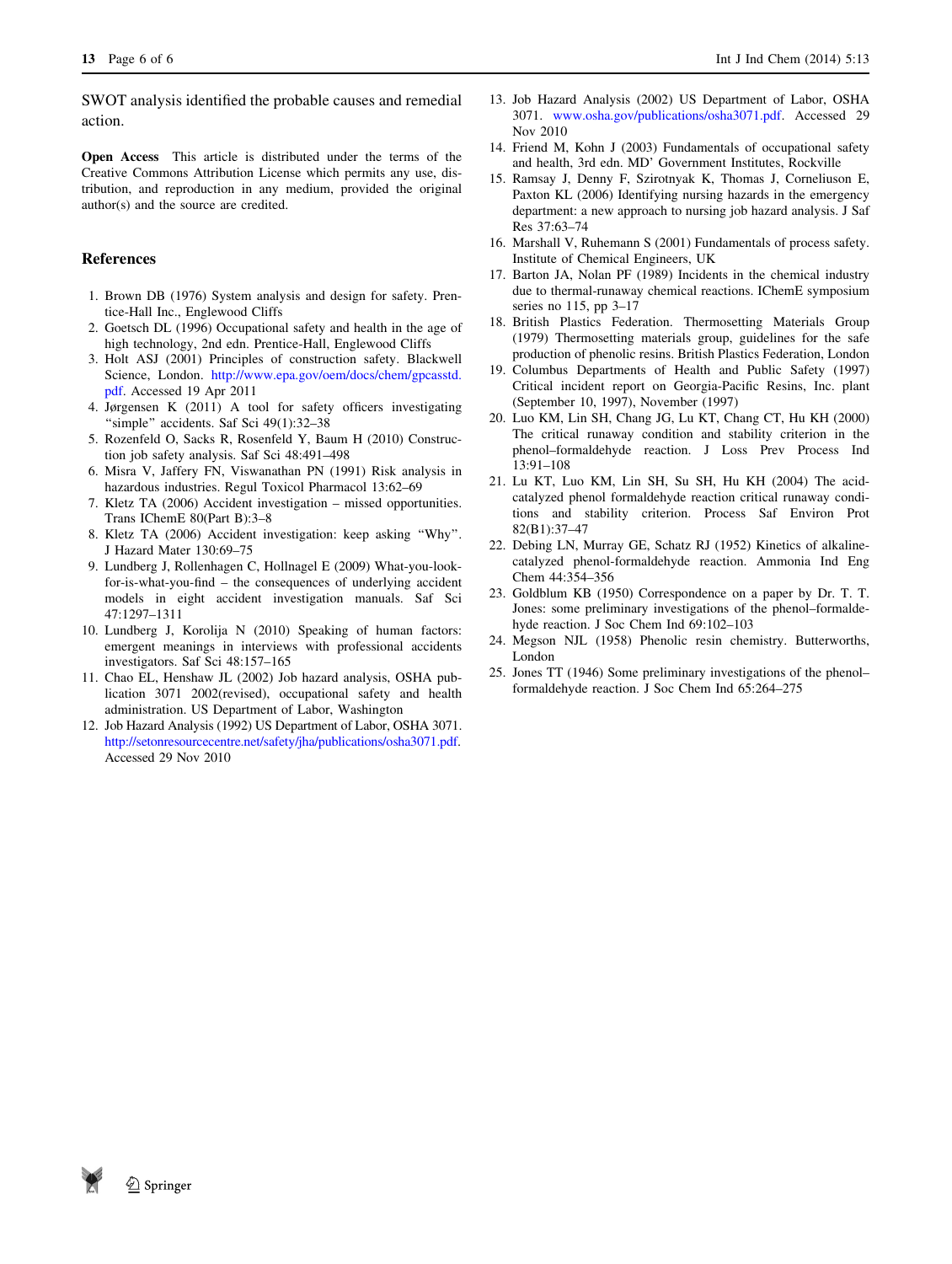SWOT analysis identified the probable causes and remedial action.

**Open Access** This article is distributed under the terms of the Creative Commons Attribution License which permits any use, distribution, and reproduction in any medium, provided the original author(s) and the source are credited.

## References

1. Brown DB (1976) System analysis and design for safety. Prentice-Hall Inc., Englewood Cliffs
2. Goetsch DL (1996) Occupational safety and health in the age of high technology, 2nd edn. Prentice-Hall, Englewood Cliffs
3. Holt ASJ (2001) Principles of construction safety. Blackwell Science, London. http://www.epa.gov/oem/docs/chem/gpcasstd.pdf. Accessed 19 Apr 2011
4. Jørgensen K (2011) A tool for safety officers investigating "simple" accidents. Saf Sci 49(1):32–38
5. Rozenfeld O, Sacks R, Rosenfeld Y, Baum H (2010) Construction job safety analysis. Saf Sci 48:491–498
6. Misra V, Jaffery FN, Viswanathan PN (1991) Risk analysis in hazardous industries. Regul Toxicol Pharmacol 13:62–69
7. Kletz TA (2006) Accident investigation – missed opportunities. Trans IChemE 80(Part B):3–8
8. Kletz TA (2006) Accident investigation: keep asking "Why". J Hazard Mater 130:69–75
9. Lundberg J, Rollenhagen C, Hollnagel E (2009) What-you-look-for-is-what-you-find – the consequences of underlying accident models in eight accident investigation manuals. Saf Sci 47:1297–1311
10. Lundberg J, Korolija N (2010) Speaking of human factors: emergent meanings in interviews with professional accidents investigators. Saf Sci 48:157–165
11. Chao EL, Henshaw JL (2002) Job hazard analysis, OSHA publication 3071 2002(revised), occupational safety and health administration. US Department of Labor, Washington
12. Job Hazard Analysis (1992) US Department of Labor, OSHA 3071. http://setonresourcecentre.net/safety/jha/publications/osha3071.pdf. Accessed 29 Nov 2010
13. Job Hazard Analysis (2002) US Department of Labor, OSHA 3071. www.osha.gov/publications/osha3071.pdf. Accessed 29 Nov 2010
14. Friend M, Kohn J (2003) Fundamentals of occupational safety and health, 3rd edn. MD' Government Institutes, Rockville
15. Ramsay J, Denny F, Szirotnyak K, Thomas J, Corneliuson E, Paxton KL (2006) Identifying nursing hazards in the emergency department: a new approach to nursing job hazard analysis. J Saf Res 37:63–74
16. Marshall V, Ruhemann S (2001) Fundamentals of process safety. Institute of Chemical Engineers, UK
17. Barton JA, Nolan PF (1989) Incidents in the chemical industry due to thermal-runaway chemical reactions. IChemE symposium series no 115, pp 3–17
18. British Plastics Federation. Thermosetting Materials Group (1979) Thermosetting materials group, guidelines for the safe production of phenolic resins. British Plastics Federation, London
19. Columbus Departments of Health and Public Safety (1997) Critical incident report on Georgia-Pacific Resins, Inc. plant (September 10, 1997), November (1997)
20. Luo KM, Lin SH, Chang JG, Lu KT, Chang CT, Hu KH (2000) The critical runaway condition and stability criterion in the phenol–formaldehyde reaction. J Loss Prev Process Ind 13:91–108
21. Lu KT, Luo KM, Lin SH, Su SH, Hu KH (2004) The acid-catalyzed phenol formaldehyde reaction critical runaway conditions and stability criterion. Process Saf Environ Prot 82(B1):37–47
22. Debing LN, Murray GE, Schatz RJ (1952) Kinetics of alkaline-catalyzed phenol-formaldehyde reaction. Ammonia Ind Eng Chem 44:354–356
23. Goldblum KB (1950) Correspondence on a paper by Dr. T. T. Jones: some preliminary investigations of the phenol–formaldehyde reaction. J Soc Chem Ind 69:102–103
24. Megson NJL (1958) Phenolic resin chemistry. Butterworths, London
25. Jones TT (1946) Some preliminary investigations of the phenol–formaldehyde reaction. J Soc Chem Ind 65:264–275